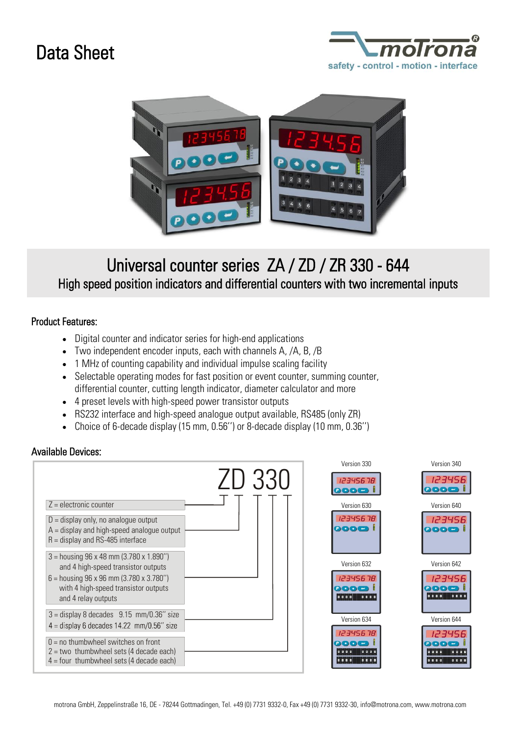# Data Sheet

motrona
safety - control - motion - interface

## Universal counter series ZA / ZD / ZR 330 - 644

### High speed position indicators and differential counters with two incremental inputs

### Product Features:

- Digital counter and indicator series for high-end applications
- Two independent encoder inputs, each with channels A, /A, B, /B
- 1 MHz of counting capability and individual impulse scaling facility
- Selectable operating modes for fast position or event counter, summing counter, differential counter, cutting length indicator, diameter calculator and more
- 4 preset levels with high-speed power transistor outputs
- RS232 interface and high-speed analogue output available, RS485 (only ZR)
- Choice of 6-decade display (15 mm, 0.56'') or 8-decade display (10 mm, 0.36'')

### Available Devices:

ZD 330

- Z = electronic counter
- D = display only, no analogue output
  A = display and high-speed analogue output
  R = display and RS-485 interface
- 3 = housing 96 x 48 mm (3.780 x 1.890'') and 4 high-speed transistor outputs
  6 = housing 96 x 96 mm (3.780 x 3.780'') with 4 high-speed transistor outputs and 4 relay outputs
- 3 = display 8 decades 9.15 mm/0.36'' size
  4 = display 6 decades 14.22 mm/0.56'' size
- 0 = no thumbwheel switches on front
  2 = two thumbwheel sets (4 decade each)
  4 = four thumbwheel sets (4 decade each)

Version 330, Version 340, Version 630, Version 640, Version 632, Version 642, Version 634, Version 644

motrona GmbH, Zeppelinstraße 16, DE - 78244 Gottmadingen, Tel. +49 (0) 7731 9332-0, Fax +49 (0) 7731 9332-30, info@motrona.com, www.motrona.com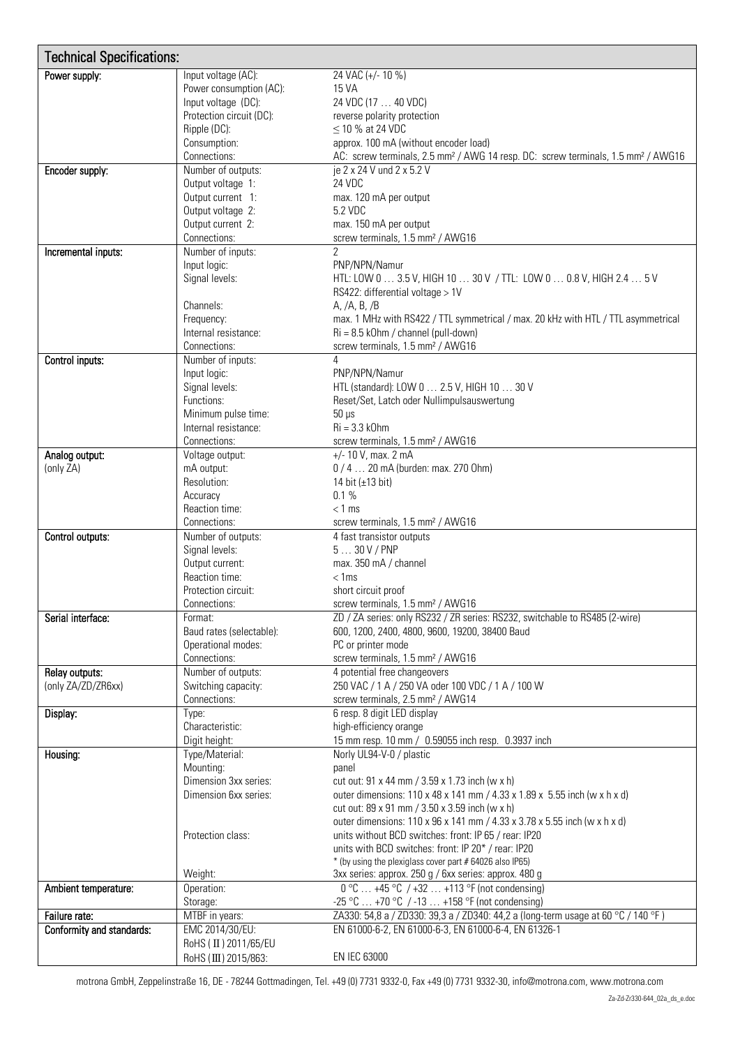## Technical Specifications:

| | | |
|---|---|---|
| **Power supply:** | Input voltage (AC): | 24 VAC (+/- 10 %) |
| | Power consumption (AC): | 15 VA |
| | Input voltage (DC): | 24 VDC (17 … 40 VDC) |
| | Protection circuit (DC): | reverse polarity protection |
| | Ripple (DC): | ≤ 10 % at 24 VDC |
| | Consumption: | approx. 100 mA (without encoder load) |
| | Connections: | AC: screw terminals, 2.5 mm² / AWG 14 resp. DC: screw terminals, 1.5 mm² / AWG16 |
| **Encoder supply:** | Number of outputs: | je 2 x 24 V und 2 x 5.2 V |
| | Output voltage 1: | 24 VDC |
| | Output current 1: | max. 120 mA per output |
| | Output voltage 2: | 5.2 VDC |
| | Output current 2: | max. 150 mA per output |
| | Connections: | screw terminals, 1.5 mm² / AWG16 |
| **Incremental inputs:** | Number of inputs: | 2 |
| | Input logic: | PNP/NPN/Namur |
| | Signal levels: | HTL: LOW 0 … 3.5 V, HIGH 10 … 30 V / TTL: LOW 0 … 0.8 V, HIGH 2.4 … 5 V<br>RS422: differential voltage > 1V |
| | Channels: | A, /A, B, /B |
| | Frequency: | max. 1 MHz with RS422 / TTL symmetrical / max. 20 kHz with HTL / TTL asymmetrical |
| | Internal resistance: | Ri = 8.5 kOhm / channel (pull-down) |
| | Connections: | screw terminals, 1.5 mm² / AWG16 |
| **Control inputs:** | Number of inputs: | 4 |
| | Input logic: | PNP/NPN/Namur |
| | Signal levels: | HTL (standard): LOW 0 … 2.5 V, HIGH 10 … 30 V |
| | Functions: | Reset/Set, Latch oder Nullimpulsauswertung |
| | Minimum pulse time: | 50 µs |
| | Internal resistance: | Ri = 3.3 kOhm |
| | Connections: | screw terminals, 1.5 mm² / AWG16 |
| **Analog output:**<br>(only ZA) | Voltage output: | +/- 10 V, max. 2 mA |
| | mA output: | 0 / 4 … 20 mA (burden: max. 270 Ohm) |
| | Resolution: | 14 bit (±13 bit) |
| | Accuracy | 0.1 % |
| | Reaction time: | < 1 ms |
| | Connections: | screw terminals, 1.5 mm² / AWG16 |
| **Control outputs:** | Number of outputs: | 4 fast transistor outputs |
| | Signal levels: | 5 … 30 V / PNP |
| | Output current: | max. 350 mA / channel |
| | Reaction time: | < 1ms |
| | Protection circuit: | short circuit proof |
| | Connections: | screw terminals, 1.5 mm² / AWG16 |
| **Serial interface:** | Format: | ZD / ZA series: only RS232 / ZR series: RS232, switchable to RS485 (2-wire) |
| | Baud rates (selectable): | 600, 1200, 2400, 4800, 9600, 19200, 38400 Baud |
| | Operational modes: | PC or printer mode |
| | Connections: | screw terminals, 1.5 mm² / AWG16 |
| **Relay outputs:**<br>(only ZA/ZD/ZR6xx) | Number of outputs: | 4 potential free changeovers |
| | Switching capacity: | 250 VAC / 1 A / 250 VA oder 100 VDC / 1 A / 100 W |
| | Connections: | screw terminals, 2.5 mm² / AWG14 |
| **Display:** | Type: | 6 resp. 8 digit LED display |
| | Characteristic: | high-efficiency orange |
| | Digit height: | 15 mm resp. 10 mm / 0.59055 inch resp. 0.3937 inch |
| **Housing:** | Type/Material: | Norly UL94-V-0 / plastic |
| | Mounting: | panel |
| | Dimension 3xx series: | cut out: 91 x 44 mm / 3.59 x 1.73 inch (w x h) |
| | Dimension 6xx series: | outer dimensions: 110 x 48 x 141 mm / 4.33 x 1.89 x 5.55 inch (w x h x d)<br>cut out: 89 x 91 mm / 3.50 x 3.59 inch (w x h)<br>outer dimensions: 110 x 96 x 141 mm / 4.33 x 3.78 x 5.55 inch (w x h x d) |
| | Protection class: | units without BCD switches: front: IP 65 / rear: IP20<br>units with BCD switches: front: IP 20* / rear: IP20<br>* (by using the plexiglass cover part # 64026 also IP65) |
| | Weight: | 3xx series: approx. 250 g / 6xx series: approx. 480 g |
| **Ambient temperature:** | Operation: | 0 °C … +45 °C / +32 … +113 °F (not condensing) |
| | Storage: | -25 °C … +70 °C / -13 … +158 °F (not condensing) |
| **Failure rate:** | MTBF in years: | ZA330: 54,8 a / ZD330: 39,3 a / ZD340: 44,2 a (long-term usage at 60 °C / 140 °F ) |
| **Conformity and standards:** | EMC 2014/30/EU: | EN 61000-6-2, EN 61000-6-3, EN 61000-6-4, EN 61326-1 |
| | RoHS ( II ) 2011/65/EU | |
| | RoHS ( III ) 2015/863: | EN IEC 63000 |

motrona GmbH, Zeppelinstraße 16, DE - 78244 Gottmadingen, Tel. +49 (0) 7731 9332-0, Fax +49 (0) 7731 9332-30, info@motrona.com, www.motrona.com

Za-Zd-Zr330-644_02a_ds_e.doc